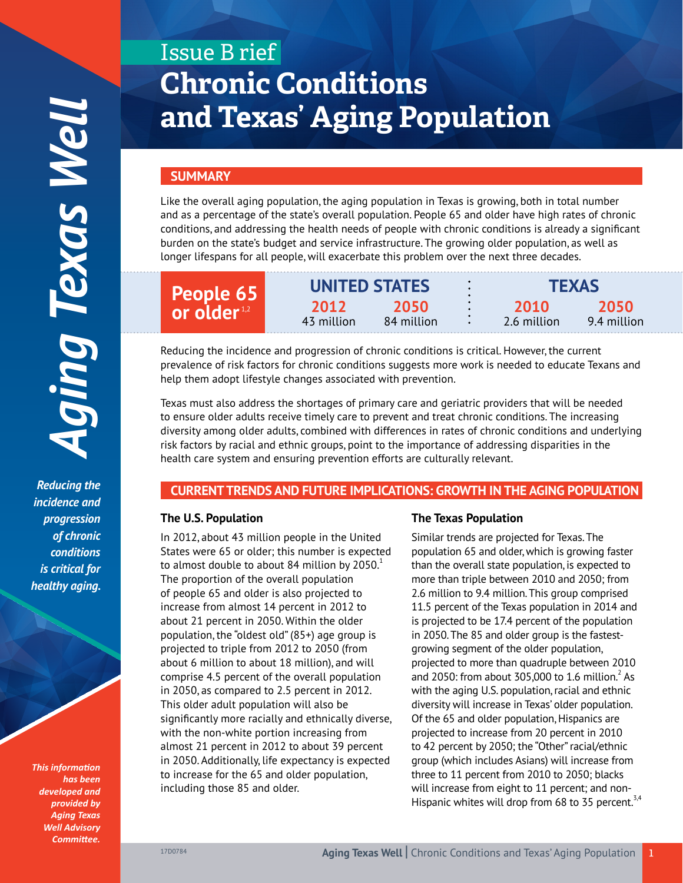Issue Brief

# Chronic Conditions and Texas' Aging Population

*Aging Texas Well*

*Reducing the incidence and progression of chronic conditions is critical for healthy aging.*

## SUMMARY

Like the overall aging population, the aging population in Texas is growing, both in total number and as a percentage of the state's overall population. People 65 and older have high rates of chronic conditions, and addressing the health needs of people with chronic conditions is already a significant burden on the state's budget and service infrastructure. The growing older population, as well as longer lifespans for all people, will exacerbate this problem over the next three decades.

| People 65 or older[1,2] | UNITED STATES | | TEXAS | |
|---|---|---|---|---|
| | 2012 | 2050 | 2010 | 2050 |
| | 43 million | 84 million | 2.6 million | 9.4 million |

Reducing the incidence and progression of chronic conditions is critical. However, the current prevalence of risk factors for chronic conditions suggests more work is needed to educate Texans and help them adopt lifestyle changes associated with prevention.

Texas must also address the shortages of primary care and geriatric providers that will be needed to ensure older adults receive timely care to prevent and treat chronic conditions. The increasing diversity among older adults, combined with differences in rates of chronic conditions and underlying risk factors by racial and ethnic groups, point to the importance of addressing disparities in the health care system and ensuring prevention efforts are culturally relevant.

## CURRENT TRENDS AND FUTURE IMPLICATIONS: GROWTH IN THE AGING POPULATION

### The U.S. Population

In 2012, about 43 million people in the United States were 65 or older; this number is expected to almost double to about 84 million by 2050.[1] The proportion of the overall population of people 65 and older is also projected to increase from almost 14 percent in 2012 to about 21 percent in 2050. Within the older population, the "oldest old" (85+) age group is projected to triple from 2012 to 2050 (from about 6 million to about 18 million), and will comprise 4.5 percent of the overall population in 2050, as compared to 2.5 percent in 2012. This older adult population will also be significantly more racially and ethnically diverse, with the non-white portion increasing from almost 21 percent in 2012 to about 39 percent in 2050. Additionally, life expectancy is expected to increase for the 65 and older population, including those 85 and older.

### The Texas Population

Similar trends are projected for Texas. The population 65 and older, which is growing faster than the overall state population, is expected to more than triple between 2010 and 2050; from 2.6 million to 9.4 million. This group comprised 11.5 percent of the Texas population in 2014 and is projected to be 17.4 percent of the population in 2050. The 85 and older group is the fastest-growing segment of the older population, projected to more than quadruple between 2010 and 2050: from about 305,000 to 1.6 million.[2] As with the aging U.S. population, racial and ethnic diversity will increase in Texas' older population. Of the 65 and older population, Hispanics are projected to increase from 20 percent in 2010 to 42 percent by 2050; the "Other" racial/ethnic group (which includes Asians) will increase from three to 11 percent from 2010 to 2050; blacks will increase from eight to 11 percent; and non-Hispanic whites will drop from 68 to 35 percent.[3,4]

*This information has been developed and provided by Aging Texas Well Advisory Committee.*

17D0784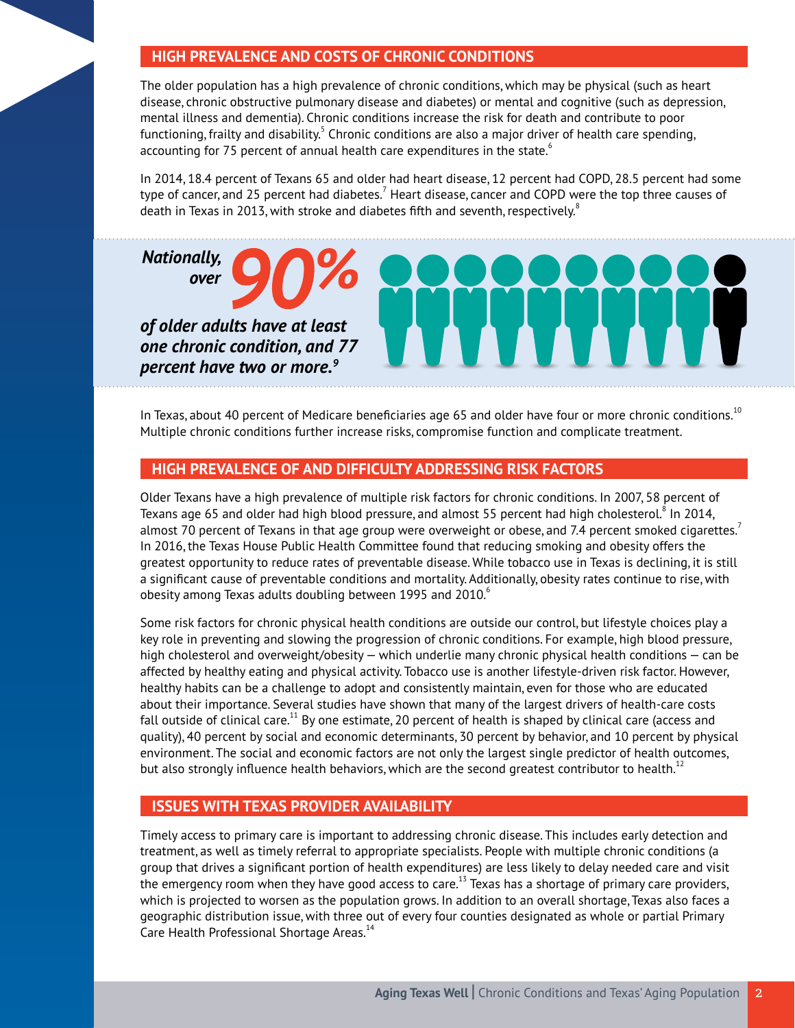## HIGH PREVALENCE AND COSTS OF CHRONIC CONDITIONS

The older population has a high prevalence of chronic conditions, which may be physical (such as heart disease, chronic obstructive pulmonary disease and diabetes) or mental and cognitive (such as depression, mental illness and dementia). Chronic conditions increase the risk for death and contribute to poor functioning, frailty and disability.[5] Chronic conditions are also a major driver of health care spending, accounting for 75 percent of annual health care expenditures in the state.[6]

In 2014, 18.4 percent of Texans 65 and older had heart disease, 12 percent had COPD, 28.5 percent had some type of cancer, and 25 percent had diabetes.[7] Heart disease, cancer and COPD were the top three causes of death in Texas in 2013, with stroke and diabetes fifth and seventh, respectively.[8]

***Nationally, over 90% of older adults have at least one chronic condition, and 77 percent have two or more.[9]***

In Texas, about 40 percent of Medicare beneficiaries age 65 and older have four or more chronic conditions.[10] Multiple chronic conditions further increase risks, compromise function and complicate treatment.

## HIGH PREVALENCE OF AND DIFFICULTY ADDRESSING RISK FACTORS

Older Texans have a high prevalence of multiple risk factors for chronic conditions. In 2007, 58 percent of Texans age 65 and older had high blood pressure, and almost 55 percent had high cholesterol.[8] In 2014, almost 70 percent of Texans in that age group were overweight or obese, and 7.4 percent smoked cigarettes.[7] In 2016, the Texas House Public Health Committee found that reducing smoking and obesity offers the greatest opportunity to reduce rates of preventable disease. While tobacco use in Texas is declining, it is still a significant cause of preventable conditions and mortality. Additionally, obesity rates continue to rise, with obesity among Texas adults doubling between 1995 and 2010.[6]

Some risk factors for chronic physical health conditions are outside our control, but lifestyle choices play a key role in preventing and slowing the progression of chronic conditions. For example, high blood pressure, high cholesterol and overweight/obesity – which underlie many chronic physical health conditions – can be affected by healthy eating and physical activity. Tobacco use is another lifestyle-driven risk factor. However, healthy habits can be a challenge to adopt and consistently maintain, even for those who are educated about their importance. Several studies have shown that many of the largest drivers of health-care costs fall outside of clinical care.[11] By one estimate, 20 percent of health is shaped by clinical care (access and quality), 40 percent by social and economic determinants, 30 percent by behavior, and 10 percent by physical environment. The social and economic factors are not only the largest single predictor of health outcomes, but also strongly influence health behaviors, which are the second greatest contributor to health.[12]

## ISSUES WITH TEXAS PROVIDER AVAILABILITY

Timely access to primary care is important to addressing chronic disease. This includes early detection and treatment, as well as timely referral to appropriate specialists. People with multiple chronic conditions (a group that drives a significant portion of health expenditures) are less likely to delay needed care and visit the emergency room when they have good access to care.[13] Texas has a shortage of primary care providers, which is projected to worsen as the population grows. In addition to an overall shortage, Texas also faces a geographic distribution issue, with three out of every four counties designated as whole or partial Primary Care Health Professional Shortage Areas.[14]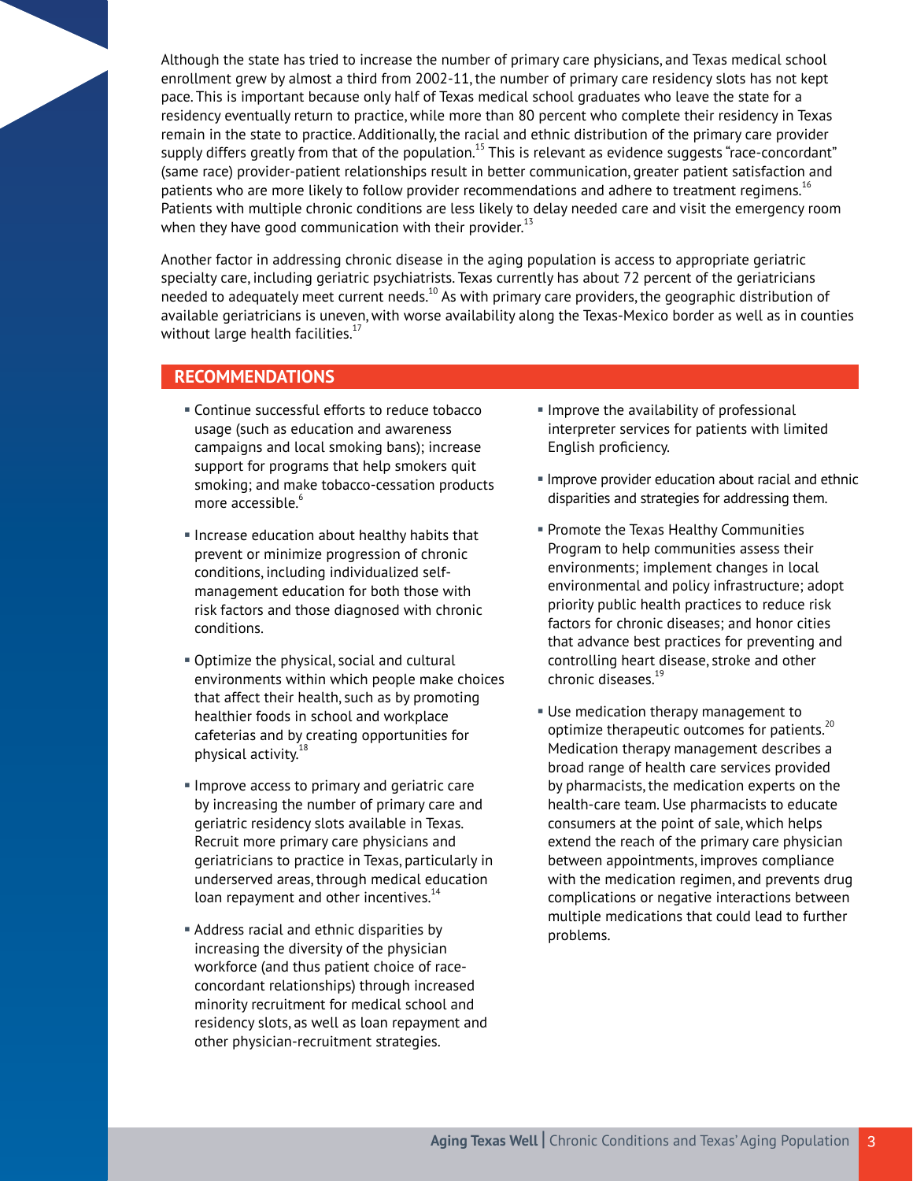Although the state has tried to increase the number of primary care physicians, and Texas medical school enrollment grew by almost a third from 2002-11, the number of primary care residency slots has not kept pace. This is important because only half of Texas medical school graduates who leave the state for a residency eventually return to practice, while more than 80 percent who complete their residency in Texas remain in the state to practice. Additionally, the racial and ethnic distribution of the primary care provider supply differs greatly from that of the population.[15] This is relevant as evidence suggests "race-concordant" (same race) provider-patient relationships result in better communication, greater patient satisfaction and patients who are more likely to follow provider recommendations and adhere to treatment regimens.[16] Patients with multiple chronic conditions are less likely to delay needed care and visit the emergency room when they have good communication with their provider.[13]

Another factor in addressing chronic disease in the aging population is access to appropriate geriatric specialty care, including geriatric psychiatrists. Texas currently has about 72 percent of the geriatricians needed to adequately meet current needs.[10] As with primary care providers, the geographic distribution of available geriatricians is uneven, with worse availability along the Texas-Mexico border as well as in counties without large health facilities.[17]

## RECOMMENDATIONS

- Continue successful efforts to reduce tobacco usage (such as education and awareness campaigns and local smoking bans); increase support for programs that help smokers quit smoking; and make tobacco-cessation products more accessible.[6]
- Increase education about healthy habits that prevent or minimize progression of chronic conditions, including individualized self-management education for both those with risk factors and those diagnosed with chronic conditions.
- Optimize the physical, social and cultural environments within which people make choices that affect their health, such as by promoting healthier foods in school and workplace cafeterias and by creating opportunities for physical activity.[18]
- Improve access to primary and geriatric care by increasing the number of primary care and geriatric residency slots available in Texas. Recruit more primary care physicians and geriatricians to practice in Texas, particularly in underserved areas, through medical education loan repayment and other incentives.[14]
- Address racial and ethnic disparities by increasing the diversity of the physician workforce (and thus patient choice of race-concordant relationships) through increased minority recruitment for medical school and residency slots, as well as loan repayment and other physician-recruitment strategies.
- Improve the availability of professional interpreter services for patients with limited English proficiency.
- Improve provider education about racial and ethnic disparities and strategies for addressing them.
- Promote the Texas Healthy Communities Program to help communities assess their environments; implement changes in local environmental and policy infrastructure; adopt priority public health practices to reduce risk factors for chronic diseases; and honor cities that advance best practices for preventing and controlling heart disease, stroke and other chronic diseases.[19]
- Use medication therapy management to optimize therapeutic outcomes for patients.[20] Medication therapy management describes a broad range of health care services provided by pharmacists, the medication experts on the health-care team. Use pharmacists to educate consumers at the point of sale, which helps extend the reach of the primary care physician between appointments, improves compliance with the medication regimen, and prevents drug complications or negative interactions between multiple medications that could lead to further problems.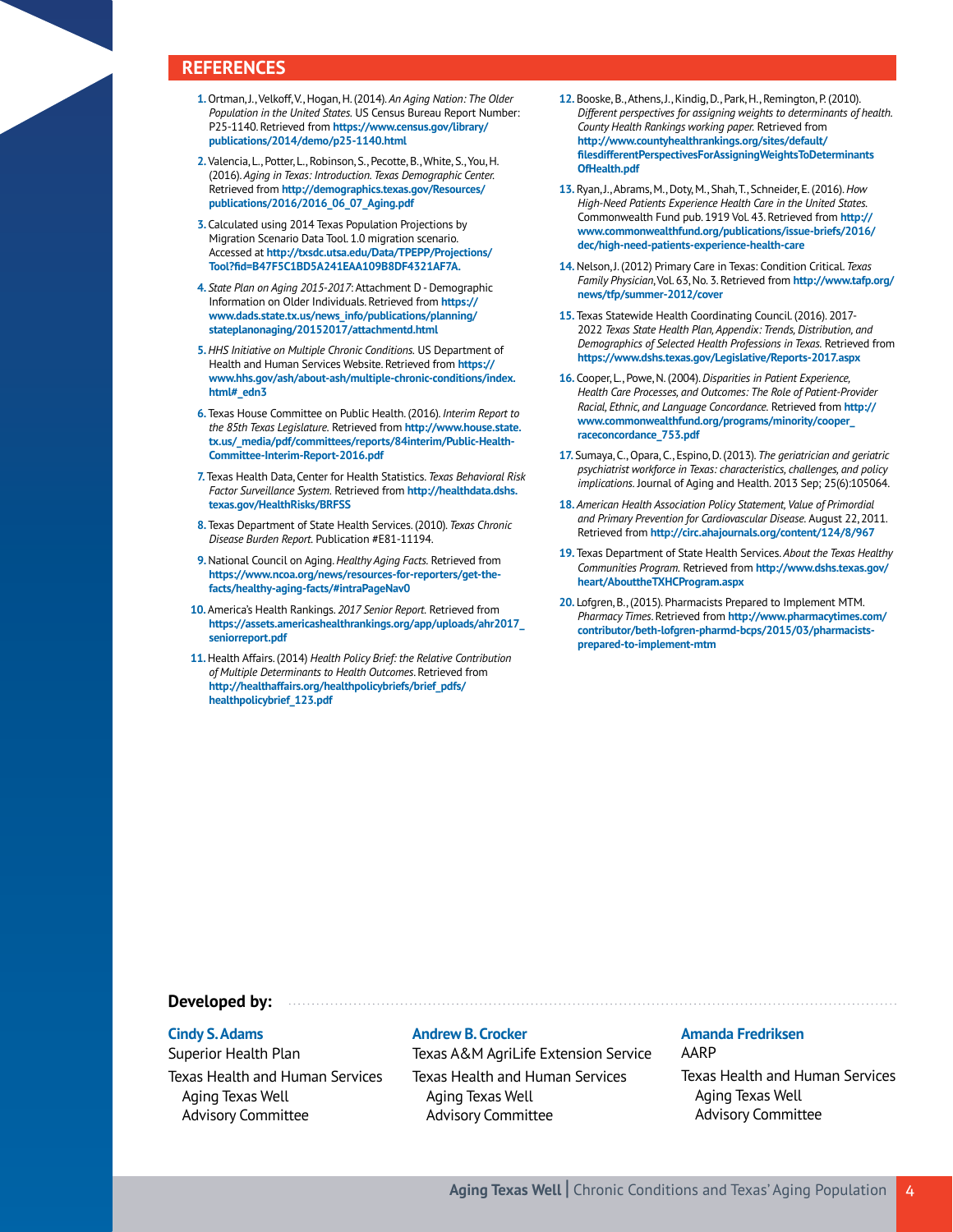## REFERENCES

1. Ortman, J., Velkoff, V., Hogan, H. (2014). *An Aging Nation: The Older Population in the United States.* US Census Bureau Report Number: P25-1140. Retrieved from **https://www.census.gov/library/publications/2014/demo/p25-1140.html**

2. Valencia, L., Potter, L., Robinson, S., Pecotte, B., White, S., You, H. (2016). *Aging in Texas: Introduction. Texas Demographic Center.* Retrieved from **http://demographics.texas.gov/Resources/publications/2016/2016_06_07_Aging.pdf**

3. Calculated using 2014 Texas Population Projections by Migration Scenario Data Tool. 1.0 migration scenario. Accessed at **http://txsdc.utsa.edu/Data/TPEPP/Projections/Tool?fid=B47F5C1BD5A241EAA109B8DF4321AF7A.**

4. *State Plan on Aging 2015-2017*: Attachment D - Demographic Information on Older Individuals. Retrieved from **https://www.dads.state.tx.us/news_info/publications/planning/stateplanonaging/20152017/attachmentd.html**

5. *HHS Initiative on Multiple Chronic Conditions.* US Department of Health and Human Services Website. Retrieved from **https://www.hhs.gov/ash/about-ash/multiple-chronic-conditions/index.html#_edn3**

6. Texas House Committee on Public Health. (2016). *Interim Report to the 85th Texas Legislature.* Retrieved from **http://www.house.state.tx.us/_media/pdf/committees/reports/84interim/Public-Health-Committee-Interim-Report-2016.pdf**

7. Texas Health Data, Center for Health Statistics. *Texas Behavioral Risk Factor Surveillance System.* Retrieved from **http://healthdata.dshs.texas.gov/HealthRisks/BRFSS**

8. Texas Department of State Health Services. (2010). *Texas Chronic Disease Burden Report.* Publication #E81-11194.

9. National Council on Aging. *Healthy Aging Facts.* Retrieved from **https://www.ncoa.org/news/resources-for-reporters/get-the-facts/healthy-aging-facts/#intraPageNav0**

10. America's Health Rankings. *2017 Senior Report.* Retrieved from **https://assets.americashealthrankings.org/app/uploads/ahr2017_seniorreport.pdf**

11. Health Affairs. (2014) *Health Policy Brief: the Relative Contribution of Multiple Determinants to Health Outcomes*. Retrieved from **http://healthaffairs.org/healthpolicybriefs/brief_pdfs/healthpolicybrief_123.pdf**

12. Booske, B., Athens, J., Kindig, D., Park, H., Remington, P. (2010). *Different perspectives for assigning weights to determinants of health. County Health Rankings working paper.* Retrieved from **http://www.countyhealthrankings.org/sites/default/filesdifferentPerspectivesForAssigningWeightsToDeterminantsOfHealth.pdf**

13. Ryan, J., Abrams, M., Doty, M., Shah, T., Schneider, E. (2016). *How High-Need Patients Experience Health Care in the United States.* Commonwealth Fund pub. 1919 Vol. 43. Retrieved from **http://www.commonwealthfund.org/publications/issue-briefs/2016/dec/high-need-patients-experience-health-care**

14. Nelson, J. (2012) Primary Care in Texas: Condition Critical. *Texas Family Physician*, Vol. 63, No. 3. Retrieved from **http://www.tafp.org/news/tfp/summer-2012/cover**

15. Texas Statewide Health Coordinating Council. (2016). 2017-2022 *Texas State Health Plan, Appendix: Trends, Distribution, and Demographics of Selected Health Professions in Texas.* Retrieved from **https://www.dshs.texas.gov/Legislative/Reports-2017.aspx**

16. Cooper, L., Powe, N. (2004). *Disparities in Patient Experience, Health Care Processes, and Outcomes: The Role of Patient-Provider Racial, Ethnic, and Language Concordance.* Retrieved from **http://www.commonwealthfund.org/programs/minority/cooper_raceconcordance_753.pdf**

17. Sumaya, C., Opara, C., Espino, D. (2013). *The geriatrician and geriatric psychiatrist workforce in Texas: characteristics, challenges, and policy implications.* Journal of Aging and Health. 2013 Sep; 25(6):105064.

18. *American Health Association Policy Statement, Value of Primordial and Primary Prevention for Cardiovascular Disease.* August 22, 2011. Retrieved from **http://circ.ahajournals.org/content/124/8/967**

19. Texas Department of State Health Services. *About the Texas Healthy Communities Program.* Retrieved from **http://www.dshs.texas.gov/heart/AbouttheTXHCProgram.aspx**

20. Lofgren, B., (2015). Pharmacists Prepared to Implement MTM. *Pharmacy Times*. Retrieved from **http://www.pharmacytimes.com/contributor/beth-lofgren-pharmd-bcps/2015/03/pharmacists-prepared-to-implement-mtm**

**Developed by:**

**Cindy S. Adams**
Superior Health Plan
Texas Health and Human Services Aging Texas Well Advisory Committee

**Andrew B. Crocker**
Texas A&M AgriLife Extension Service
Texas Health and Human Services Aging Texas Well Advisory Committee

**Amanda Fredriksen**
AARP
Texas Health and Human Services Aging Texas Well Advisory Committee